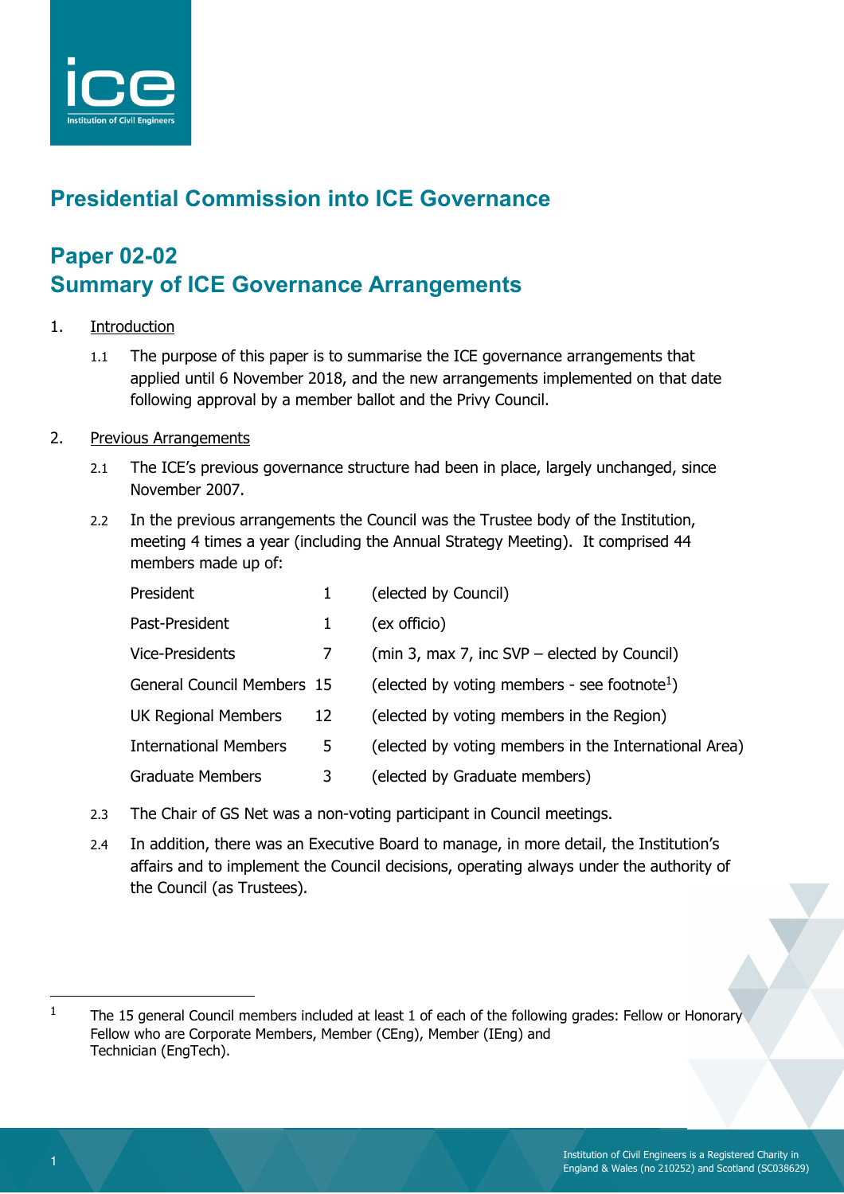# Presidential Commission into ICE Governance

## Paper 02-02
## Summary of ICE Governance Arrangements

1. Introduction

   1.1 The purpose of this paper is to summarise the ICE governance arrangements that applied until 6 November 2018, and the new arrangements implemented on that date following approval by a member ballot and the Privy Council.

2. Previous Arrangements

   2.1 The ICE's previous governance structure had been in place, largely unchanged, since November 2007.

   2.2 In the previous arrangements the Council was the Trustee body of the Institution, meeting 4 times a year (including the Annual Strategy Meeting). It comprised 44 members made up of:

| | | |
|---|---|---|
| President | 1 | (elected by Council) |
| Past-President | 1 | (ex officio) |
| Vice-Presidents | 7 | (min 3, max 7, inc SVP – elected by Council) |
| General Council Members | 15 | (elected by voting members - see footnote[1]) |
| UK Regional Members | 12 | (elected by voting members in the Region) |
| International Members | 5 | (elected by voting members in the International Area) |
| Graduate Members | 3 | (elected by Graduate members) |

   2.3 The Chair of GS Net was a non-voting participant in Council meetings.

   2.4 In addition, there was an Executive Board to manage, in more detail, the Institution's affairs and to implement the Council decisions, operating always under the authority of the Council (as Trustees).

---

[1] The 15 general Council members included at least 1 of each of the following grades: Fellow or Honorary Fellow who are Corporate Members, Member (CEng), Member (IEng) and Technician (EngTech).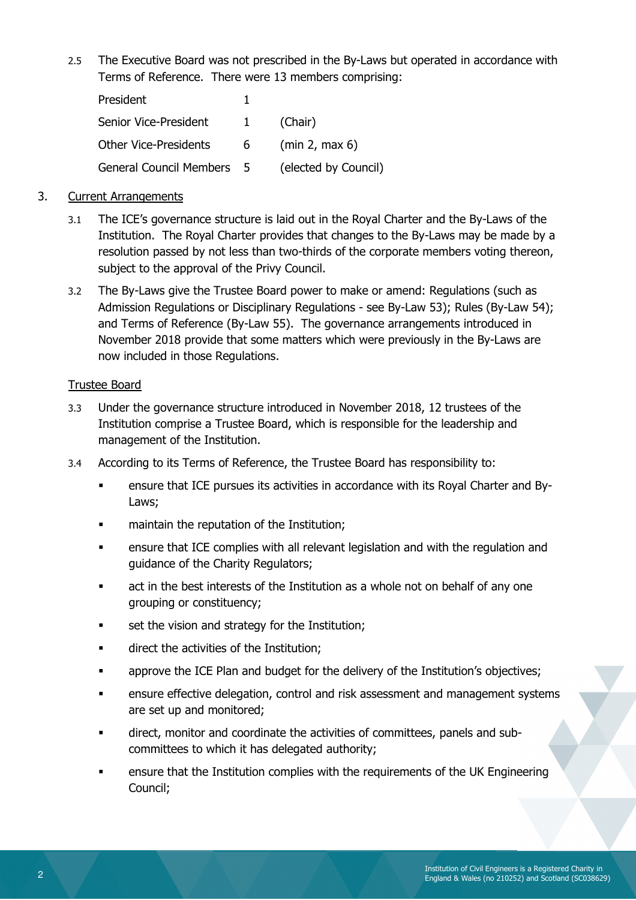2.5 The Executive Board was not prescribed in the By-Laws but operated in accordance with Terms of Reference. There were 13 members comprising:

| | | |
|---|---|---|
| President | 1 | |
| Senior Vice-President | 1 | (Chair) |
| Other Vice-Presidents | 6 | (min 2, max 6) |
| General Council Members | 5 | (elected by Council) |

3. Current Arrangements

3.1 The ICE's governance structure is laid out in the Royal Charter and the By-Laws of the Institution. The Royal Charter provides that changes to the By-Laws may be made by a resolution passed by not less than two-thirds of the corporate members voting thereon, subject to the approval of the Privy Council.

3.2 The By-Laws give the Trustee Board power to make or amend: Regulations (such as Admission Regulations or Disciplinary Regulations - see By-Law 53); Rules (By-Law 54); and Terms of Reference (By-Law 55). The governance arrangements introduced in November 2018 provide that some matters which were previously in the By-Laws are now included in those Regulations.

Trustee Board

3.3 Under the governance structure introduced in November 2018, 12 trustees of the Institution comprise a Trustee Board, which is responsible for the leadership and management of the Institution.

3.4 According to its Terms of Reference, the Trustee Board has responsibility to:

- ensure that ICE pursues its activities in accordance with its Royal Charter and By-Laws;
- maintain the reputation of the Institution;
- ensure that ICE complies with all relevant legislation and with the regulation and guidance of the Charity Regulators;
- act in the best interests of the Institution as a whole not on behalf of any one grouping or constituency;
- set the vision and strategy for the Institution;
- direct the activities of the Institution;
- approve the ICE Plan and budget for the delivery of the Institution's objectives;
- ensure effective delegation, control and risk assessment and management systems are set up and monitored;
- direct, monitor and coordinate the activities of committees, panels and sub-committees to which it has delegated authority;
- ensure that the Institution complies with the requirements of the UK Engineering Council;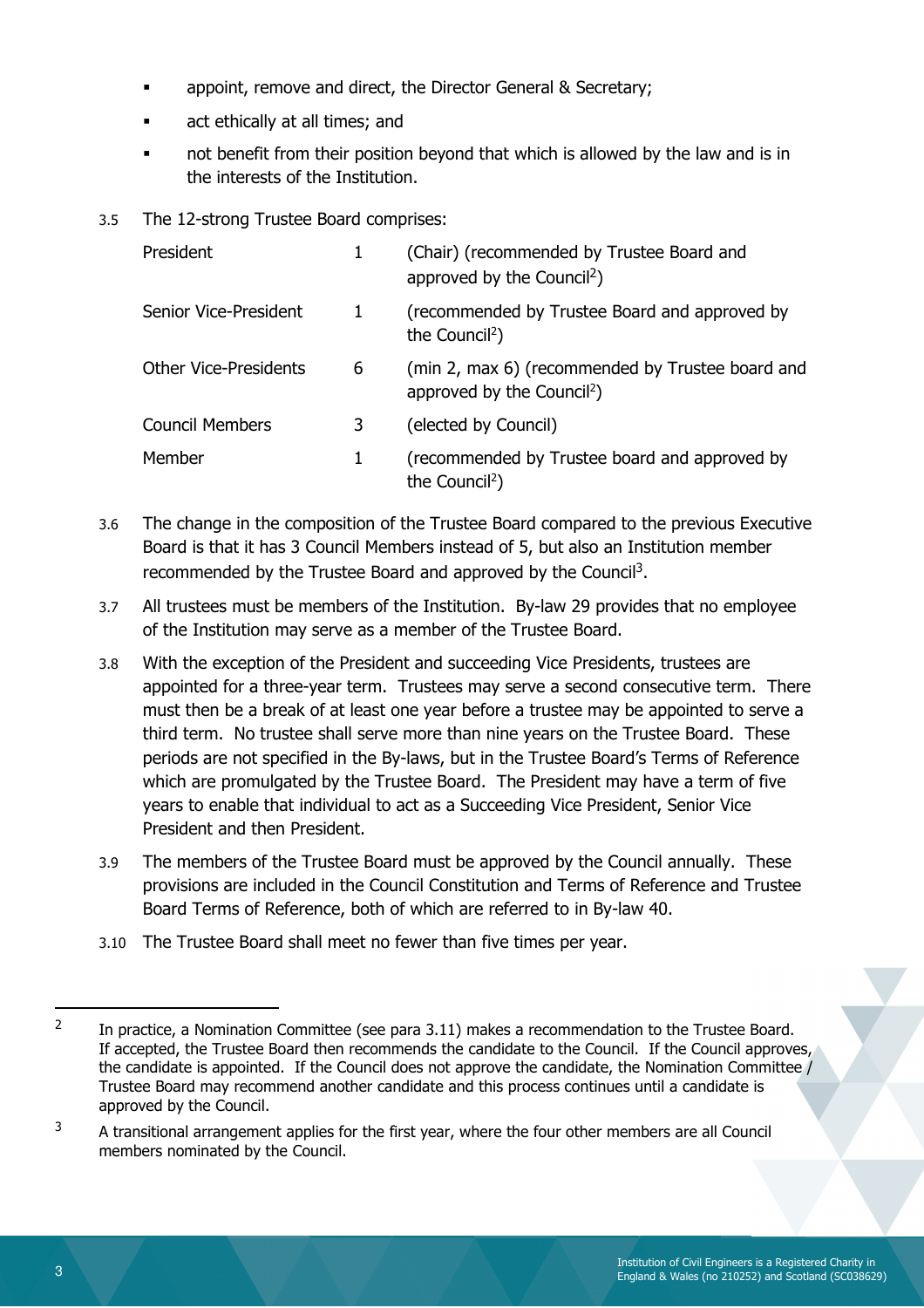- appoint, remove and direct, the Director General & Secretary;
- act ethically at all times; and
- not benefit from their position beyond that which is allowed by the law and is in the interests of the Institution.

3.5 The 12-strong Trustee Board comprises:

| | | |
|---|---|---|
| President | 1 | (Chair) (recommended by Trustee Board and approved by the Council[2]) |
| Senior Vice-President | 1 | (recommended by Trustee Board and approved by the Council[2]) |
| Other Vice-Presidents | 6 | (min 2, max 6) (recommended by Trustee board and approved by the Council[2]) |
| Council Members | 3 | (elected by Council) |
| Member | 1 | (recommended by Trustee board and approved by the Council[2]) |

3.6 The change in the composition of the Trustee Board compared to the previous Executive Board is that it has 3 Council Members instead of 5, but also an Institution member recommended by the Trustee Board and approved by the Council[3].

3.7 All trustees must be members of the Institution. By-law 29 provides that no employee of the Institution may serve as a member of the Trustee Board.

3.8 With the exception of the President and succeeding Vice Presidents, trustees are appointed for a three-year term. Trustees may serve a second consecutive term. There must then be a break of at least one year before a trustee may be appointed to serve a third term. No trustee shall serve more than nine years on the Trustee Board. These periods are not specified in the By-laws, but in the Trustee Board's Terms of Reference which are promulgated by the Trustee Board. The President may have a term of five years to enable that individual to act as a Succeeding Vice President, Senior Vice President and then President.

3.9 The members of the Trustee Board must be approved by the Council annually. These provisions are included in the Council Constitution and Terms of Reference and Trustee Board Terms of Reference, both of which are referred to in By-law 40.

3.10 The Trustee Board shall meet no fewer than five times per year.

---

[2] In practice, a Nomination Committee (see para 3.11) makes a recommendation to the Trustee Board. If accepted, the Trustee Board then recommends the candidate to the Council. If the Council approves, the candidate is appointed. If the Council does not approve the candidate, the Nomination Committee / Trustee Board may recommend another candidate and this process continues until a candidate is approved by the Council.

[3] A transitional arrangement applies for the first year, where the four other members are all Council members nominated by the Council.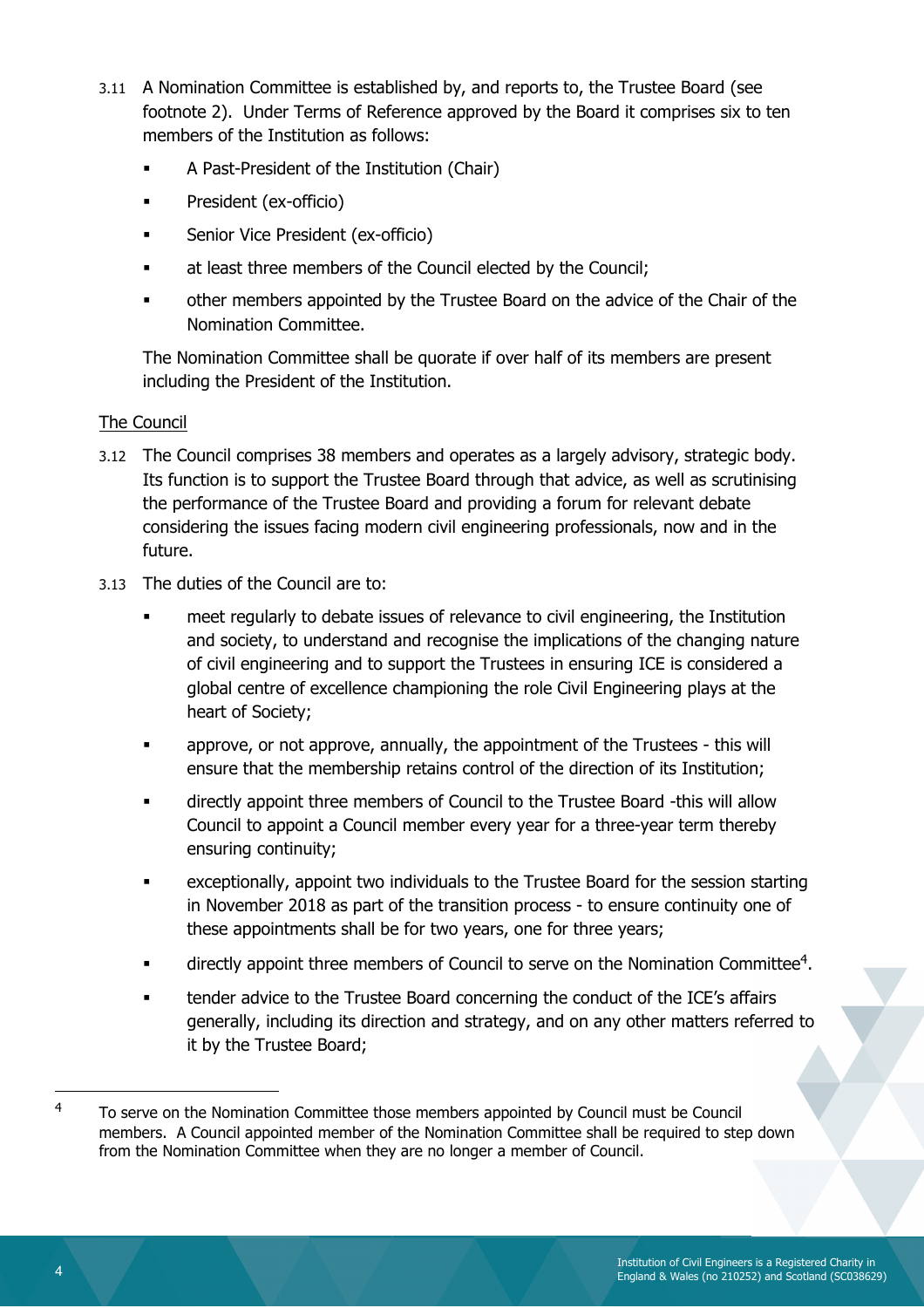3.11 A Nomination Committee is established by, and reports to, the Trustee Board (see footnote 2). Under Terms of Reference approved by the Board it comprises six to ten members of the Institution as follows:

- A Past-President of the Institution (Chair)
- President (ex-officio)
- Senior Vice President (ex-officio)
- at least three members of the Council elected by the Council;
- other members appointed by the Trustee Board on the advice of the Chair of the Nomination Committee.

The Nomination Committee shall be quorate if over half of its members are present including the President of the Institution.

<u>The Council</u>

3.12 The Council comprises 38 members and operates as a largely advisory, strategic body. Its function is to support the Trustee Board through that advice, as well as scrutinising the performance of the Trustee Board and providing a forum for relevant debate considering the issues facing modern civil engineering professionals, now and in the future.

3.13 The duties of the Council are to:

- meet regularly to debate issues of relevance to civil engineering, the Institution and society, to understand and recognise the implications of the changing nature of civil engineering and to support the Trustees in ensuring ICE is considered a global centre of excellence championing the role Civil Engineering plays at the heart of Society;
- approve, or not approve, annually, the appointment of the Trustees - this will ensure that the membership retains control of the direction of its Institution;
- directly appoint three members of Council to the Trustee Board -this will allow Council to appoint a Council member every year for a three-year term thereby ensuring continuity;
- exceptionally, appoint two individuals to the Trustee Board for the session starting in November 2018 as part of the transition process - to ensure continuity one of these appointments shall be for two years, one for three years;
- directly appoint three members of Council to serve on the Nomination Committee[4].
- tender advice to the Trustee Board concerning the conduct of the ICE's affairs generally, including its direction and strategy, and on any other matters referred to it by the Trustee Board;

[4] To serve on the Nomination Committee those members appointed by Council must be Council members. A Council appointed member of the Nomination Committee shall be required to step down from the Nomination Committee when they are no longer a member of Council.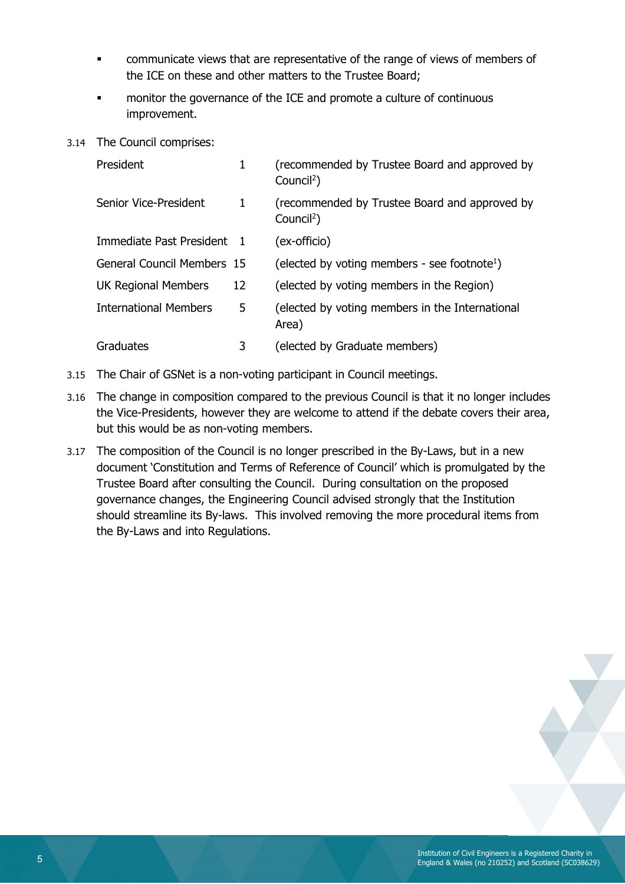- communicate views that are representative of the range of views of members of the ICE on these and other matters to the Trustee Board;
- monitor the governance of the ICE and promote a culture of continuous improvement.

3.14 The Council comprises:

| | | |
|---|---|---|
| President | 1 | (recommended by Trustee Board and approved by Council[2]) |
| Senior Vice-President | 1 | (recommended by Trustee Board and approved by Council[2]) |
| Immediate Past President | 1 | (ex-officio) |
| General Council Members | 15 | (elected by voting members - see footnote[1]) |
| UK Regional Members | 12 | (elected by voting members in the Region) |
| International Members | 5 | (elected by voting members in the International Area) |
| Graduates | 3 | (elected by Graduate members) |

3.15 The Chair of GSNet is a non-voting participant in Council meetings.

3.16 The change in composition compared to the previous Council is that it no longer includes the Vice-Presidents, however they are welcome to attend if the debate covers their area, but this would be as non-voting members.

3.17 The composition of the Council is no longer prescribed in the By-Laws, but in a new document 'Constitution and Terms of Reference of Council' which is promulgated by the Trustee Board after consulting the Council. During consultation on the proposed governance changes, the Engineering Council advised strongly that the Institution should streamline its By-laws. This involved removing the more procedural items from the By-Laws and into Regulations.